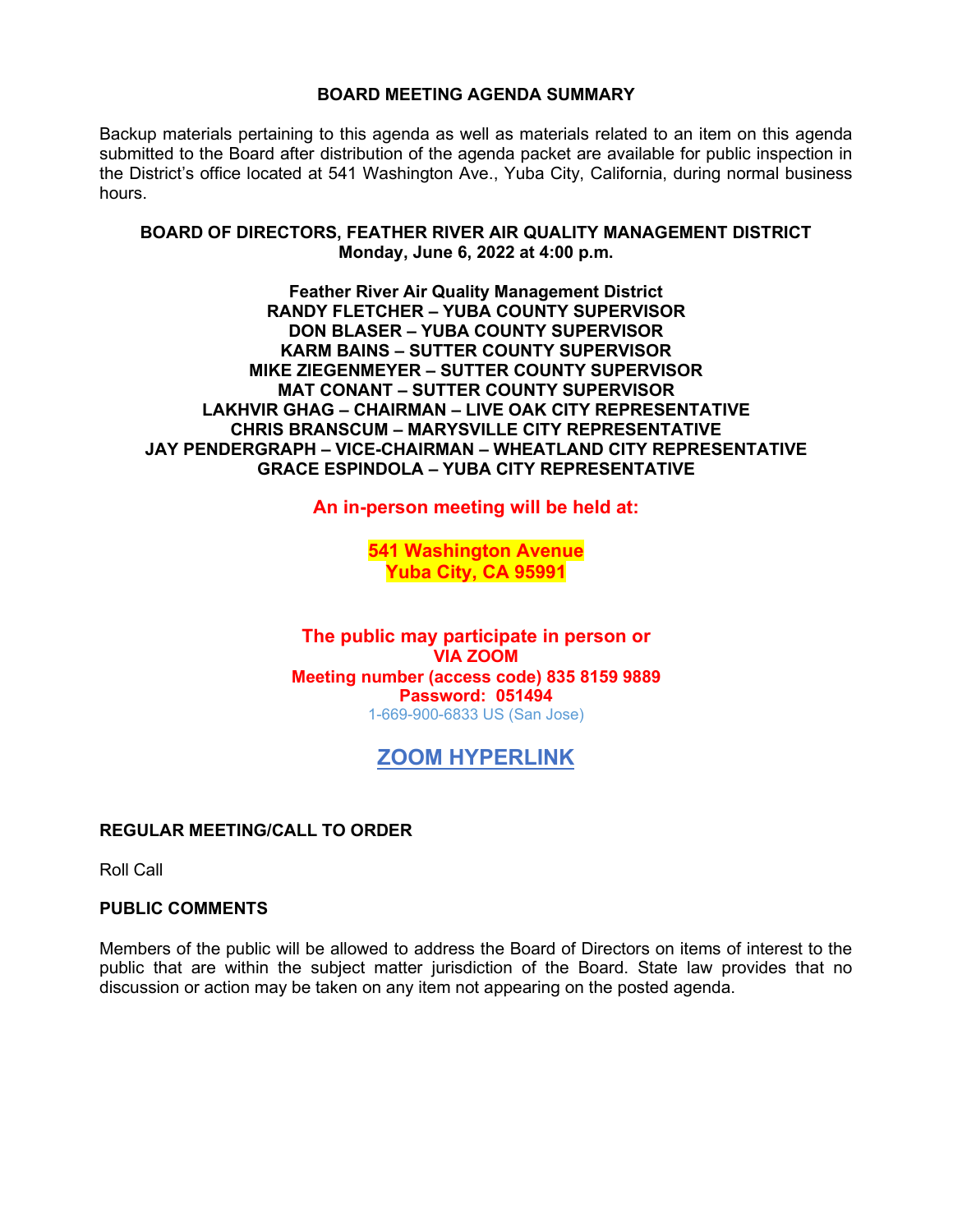# BOARD MEETING AGENDA SUMMARY

Backup materials pertaining to this agenda as well as materials related to an item on this agenda submitted to the Board after distribution of the agenda packet are available for public inspection in the District's office located at 541 Washington Ave., Yuba City, California, during normal business hours.

**BOARD OF DIRECTORS, FEATHER RIVER AIR QUALITY MANAGEMENT DISTRICT**
**Monday, June 6, 2022 at 4:00 p.m.**

**Feather River Air Quality Management District**
**RANDY FLETCHER – YUBA COUNTY SUPERVISOR**
**DON BLASER – YUBA COUNTY SUPERVISOR**
**KARM BAINS – SUTTER COUNTY SUPERVISOR**
**MIKE ZIEGENMEYER – SUTTER COUNTY SUPERVISOR**
**MAT CONANT – SUTTER COUNTY SUPERVISOR**
**LAKHVIR GHAG – CHAIRMAN – LIVE OAK CITY REPRESENTATIVE**
**CHRIS BRANSCUM – MARYSVILLE CITY REPRESENTATIVE**
**JAY PENDERGRAPH – VICE-CHAIRMAN – WHEATLAND CITY REPRESENTATIVE**
**GRACE ESPINDOLA – YUBA CITY REPRESENTATIVE**

**An in-person meeting will be held at:**

**541 Washington Avenue**
**Yuba City, CA 95991**

**The public may participate in person or**
**VIA ZOOM**
**Meeting number (access code) 835 8159 9889**
**Password: 051494**
1-669-900-6833 US (San Jose)

**ZOOM HYPERLINK**

## REGULAR MEETING/CALL TO ORDER

Roll Call

## PUBLIC COMMENTS

Members of the public will be allowed to address the Board of Directors on items of interest to the public that are within the subject matter jurisdiction of the Board. State law provides that no discussion or action may be taken on any item not appearing on the posted agenda.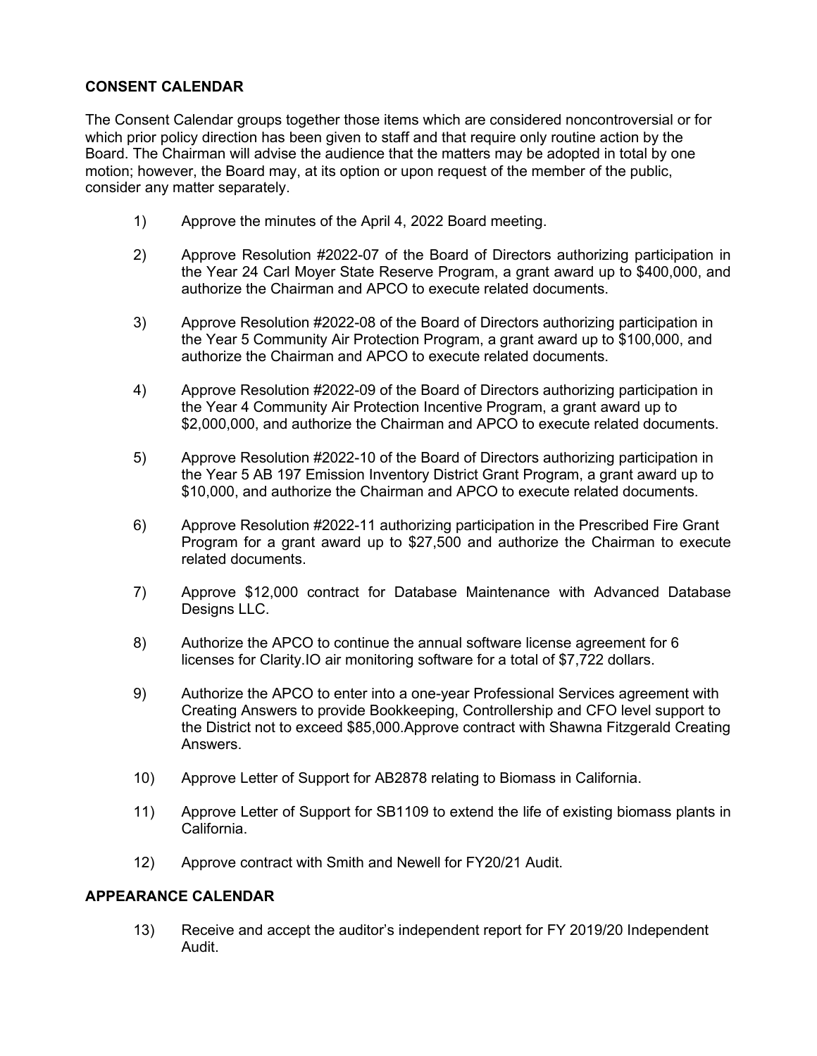## CONSENT CALENDAR

The Consent Calendar groups together those items which are considered noncontroversial or for which prior policy direction has been given to staff and that require only routine action by the Board. The Chairman will advise the audience that the matters may be adopted in total by one motion; however, the Board may, at its option or upon request of the member of the public, consider any matter separately.

1) Approve the minutes of the April 4, 2022 Board meeting.

2) Approve Resolution #2022-07 of the Board of Directors authorizing participation in the Year 24 Carl Moyer State Reserve Program, a grant award up to $400,000, and authorize the Chairman and APCO to execute related documents.

3) Approve Resolution #2022-08 of the Board of Directors authorizing participation in the Year 5 Community Air Protection Program, a grant award up to $100,000, and authorize the Chairman and APCO to execute related documents.

4) Approve Resolution #2022-09 of the Board of Directors authorizing participation in the Year 4 Community Air Protection Incentive Program, a grant award up to $2,000,000, and authorize the Chairman and APCO to execute related documents.

5) Approve Resolution #2022-10 of the Board of Directors authorizing participation in the Year 5 AB 197 Emission Inventory District Grant Program, a grant award up to $10,000, and authorize the Chairman and APCO to execute related documents.

6) Approve Resolution #2022-11 authorizing participation in the Prescribed Fire Grant Program for a grant award up to $27,500 and authorize the Chairman to execute related documents.

7) Approve $12,000 contract for Database Maintenance with Advanced Database Designs LLC.

8) Authorize the APCO to continue the annual software license agreement for 6 licenses for Clarity.IO air monitoring software for a total of $7,722 dollars.

9) Authorize the APCO to enter into a one-year Professional Services agreement with Creating Answers to provide Bookkeeping, Controllership and CFO level support to the District not to exceed $85,000.Approve contract with Shawna Fitzgerald Creating Answers.

10) Approve Letter of Support for AB2878 relating to Biomass in California.

11) Approve Letter of Support for SB1109 to extend the life of existing biomass plants in California.

12) Approve contract with Smith and Newell for FY20/21 Audit.

## APPEARANCE CALENDAR

13) Receive and accept the auditor's independent report for FY 2019/20 Independent Audit.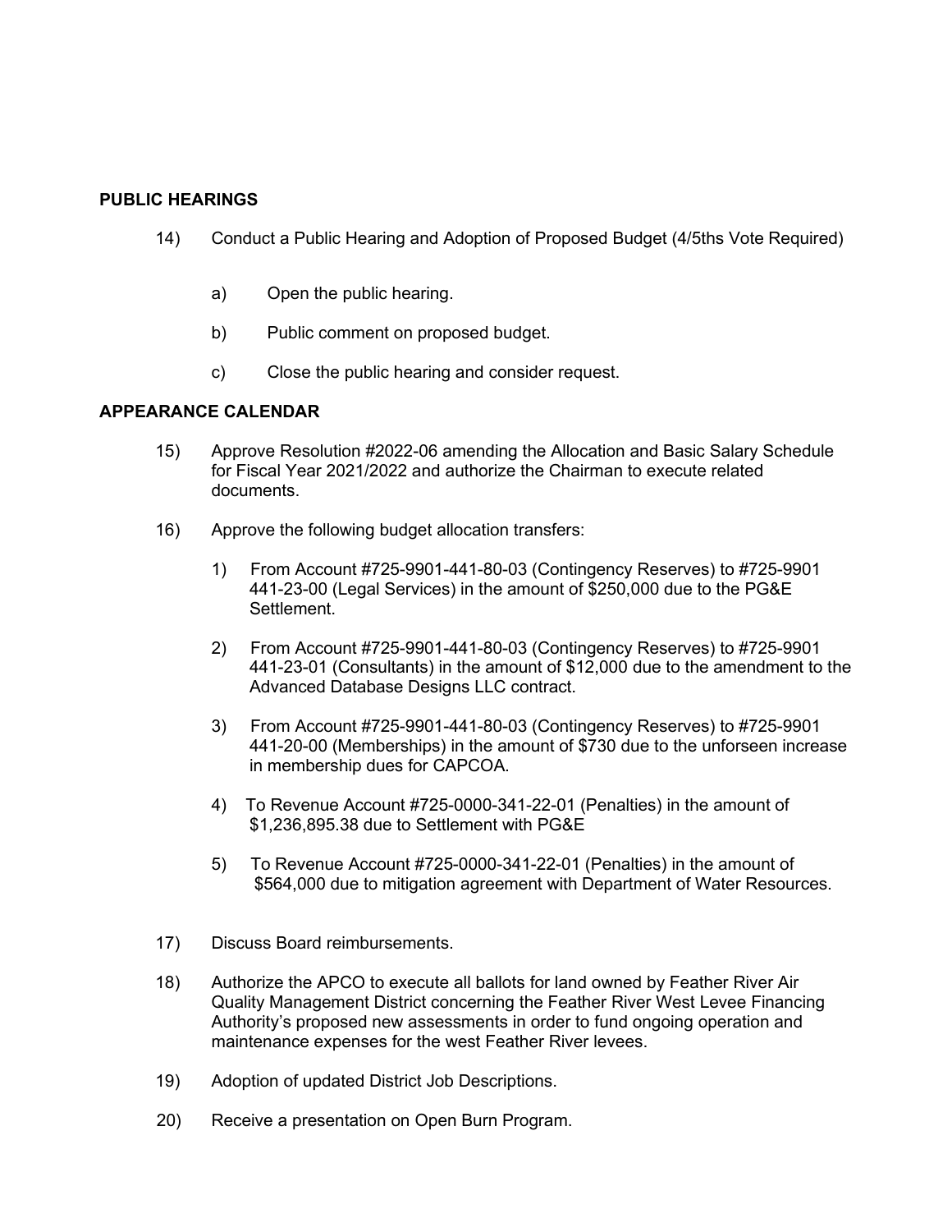## PUBLIC HEARINGS

14) Conduct a Public Hearing and Adoption of Proposed Budget (4/5ths Vote Required)

   a) Open the public hearing.

   b) Public comment on proposed budget.

   c) Close the public hearing and consider request.

## APPEARANCE CALENDAR

15) Approve Resolution #2022-06 amending the Allocation and Basic Salary Schedule for Fiscal Year 2021/2022 and authorize the Chairman to execute related documents.

16) Approve the following budget allocation transfers:

   1) From Account #725-9901-441-80-03 (Contingency Reserves) to #725-9901 441-23-00 (Legal Services) in the amount of $250,000 due to the PG&E Settlement.

   2) From Account #725-9901-441-80-03 (Contingency Reserves) to #725-9901 441-23-01 (Consultants) in the amount of $12,000 due to the amendment to the Advanced Database Designs LLC contract.

   3) From Account #725-9901-441-80-03 (Contingency Reserves) to #725-9901 441-20-00 (Memberships) in the amount of $730 due to the unforseen increase in membership dues for CAPCOA.

   4) To Revenue Account #725-0000-341-22-01 (Penalties) in the amount of $1,236,895.38 due to Settlement with PG&E

   5) To Revenue Account #725-0000-341-22-01 (Penalties) in the amount of $564,000 due to mitigation agreement with Department of Water Resources.

17) Discuss Board reimbursements.

18) Authorize the APCO to execute all ballots for land owned by Feather River Air Quality Management District concerning the Feather River West Levee Financing Authority's proposed new assessments in order to fund ongoing operation and maintenance expenses for the west Feather River levees.

19) Adoption of updated District Job Descriptions.

20) Receive a presentation on Open Burn Program.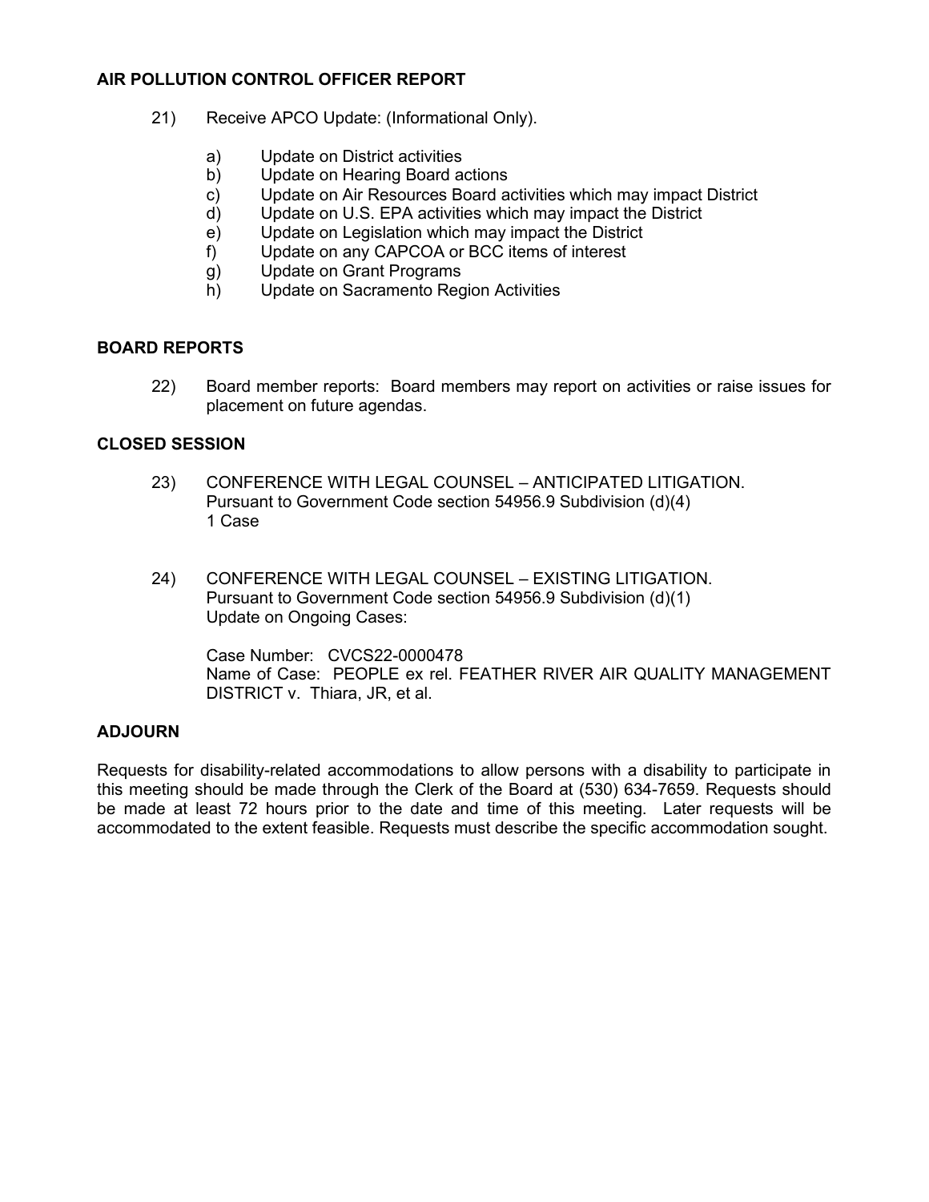## AIR POLLUTION CONTROL OFFICER REPORT

21) Receive APCO Update: (Informational Only).

   a) Update on District activities
   b) Update on Hearing Board actions
   c) Update on Air Resources Board activities which may impact District
   d) Update on U.S. EPA activities which may impact the District
   e) Update on Legislation which may impact the District
   f) Update on any CAPCOA or BCC items of interest
   g) Update on Grant Programs
   h) Update on Sacramento Region Activities

## BOARD REPORTS

22) Board member reports: Board members may report on activities or raise issues for placement on future agendas.

## CLOSED SESSION

23) CONFERENCE WITH LEGAL COUNSEL – ANTICIPATED LITIGATION.
Pursuant to Government Code section 54956.9 Subdivision (d)(4)
1 Case

24) CONFERENCE WITH LEGAL COUNSEL – EXISTING LITIGATION.
Pursuant to Government Code section 54956.9 Subdivision (d)(1)
Update on Ongoing Cases:

Case Number: CVCS22-0000478
Name of Case: PEOPLE ex rel. FEATHER RIVER AIR QUALITY MANAGEMENT DISTRICT v. Thiara, JR, et al.

## ADJOURN

Requests for disability-related accommodations to allow persons with a disability to participate in this meeting should be made through the Clerk of the Board at (530) 634-7659. Requests should be made at least 72 hours prior to the date and time of this meeting. Later requests will be accommodated to the extent feasible. Requests must describe the specific accommodation sought.